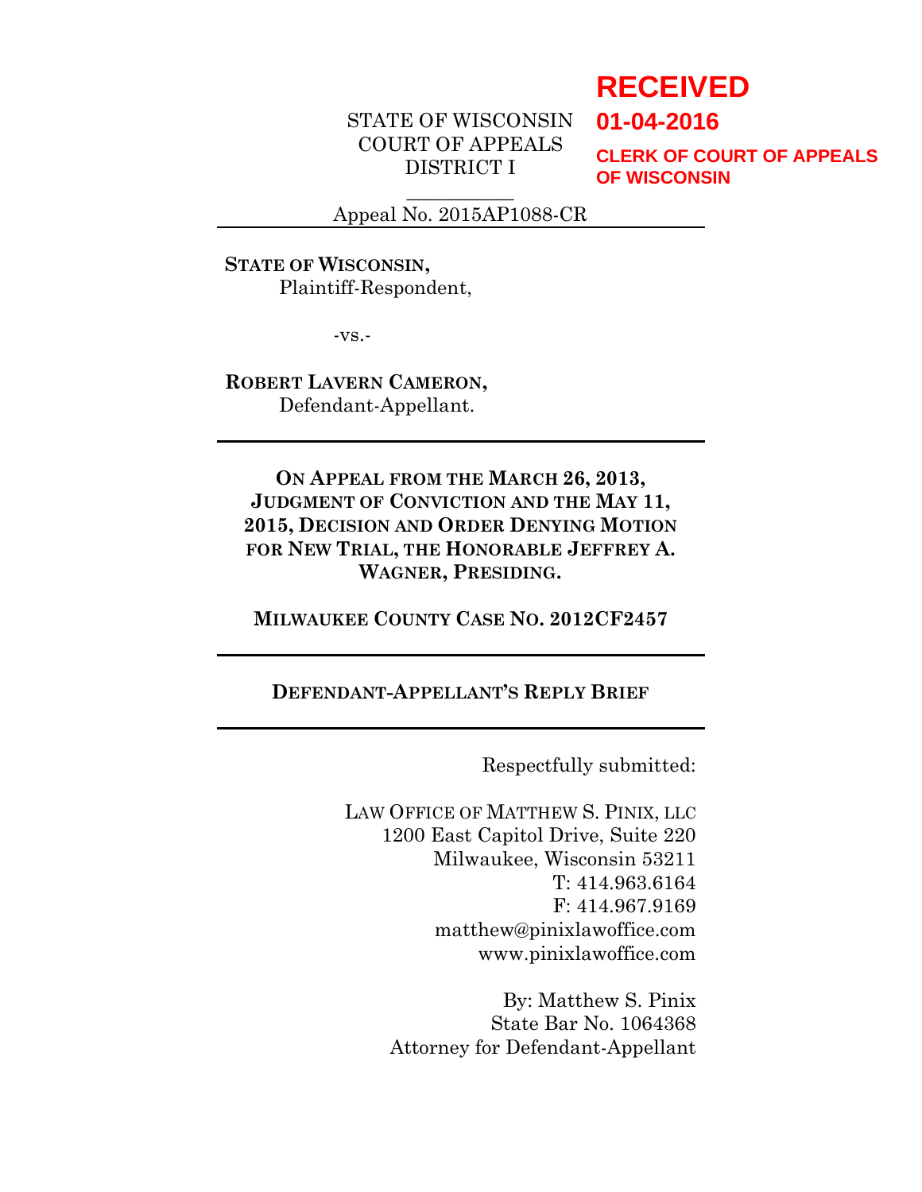**RECEIVED**

**01-04-2016**

**CLERK OF COURT OF APPEALS OF WISCONSIN**

STATE OF WISCONSIN
COURT OF APPEALS
DISTRICT I

Appeal No. 2015AP1088-CR

---

**STATE OF WISCONSIN,**
Plaintiff-Respondent,

-vs.-

**ROBERT LAVERN CAMERON,**
Defendant-Appellant.

---

**ON APPEAL FROM THE MARCH 26, 2013, JUDGMENT OF CONVICTION AND THE MAY 11, 2015, DECISION AND ORDER DENYING MOTION FOR NEW TRIAL, THE HONORABLE JEFFREY A. WAGNER, PRESIDING.**

**MILWAUKEE COUNTY CASE NO. 2012CF2457**

---

**DEFENDANT-APPELLANT'S REPLY BRIEF**

---

Respectfully submitted:

LAW OFFICE OF MATTHEW S. PINIX, LLC
1200 East Capitol Drive, Suite 220
Milwaukee, Wisconsin 53211
T: 414.963.6164
F: 414.967.9169
matthew@pinixlawoffice.com
www.pinixlawoffice.com

By: Matthew S. Pinix
State Bar No. 1064368
Attorney for Defendant-Appellant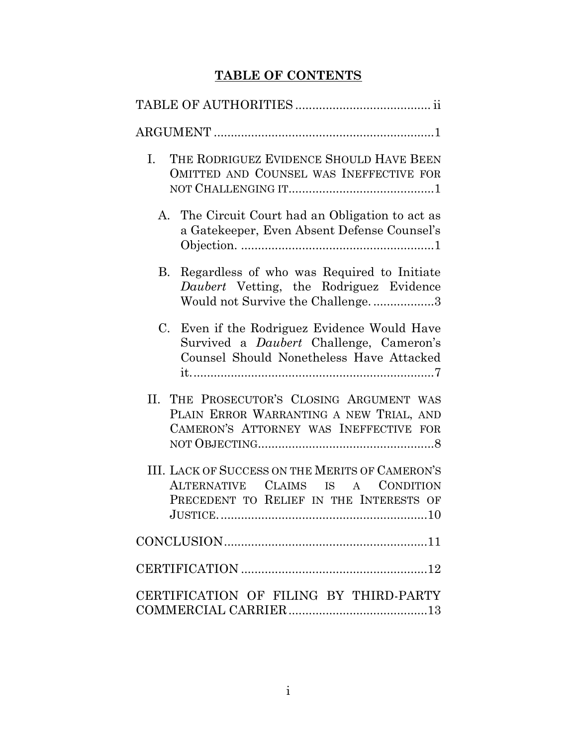## TABLE OF CONTENTS

TABLE OF AUTHORITIES ....................................... ii

ARGUMENT ................................................................1

I. THE RODRIGUEZ EVIDENCE SHOULD HAVE BEEN OMITTED AND COUNSEL WAS INEFFECTIVE FOR NOT CHALLENGING IT..........................................1

   A. The Circuit Court had an Obligation to act as a Gatekeeper, Even Absent Defense Counsel's Objection. ........................................................1

   B. Regardless of who was Required to Initiate *Daubert* Vetting, the Rodriguez Evidence Would not Survive the Challenge. ..................3

   C. Even if the Rodriguez Evidence Would Have Survived a *Daubert* Challenge, Cameron's Counsel Should Nonetheless Have Attacked it.......................................................................7

II. THE PROSECUTOR'S CLOSING ARGUMENT WAS PLAIN ERROR WARRANTING A NEW TRIAL, AND CAMERON'S ATTORNEY WAS INEFFECTIVE FOR NOT OBJECTING....................................................8

III. LACK OF SUCCESS ON THE MERITS OF CAMERON'S ALTERNATIVE CLAIMS IS A CONDITION PRECEDENT TO RELIEF IN THE INTERESTS OF JUSTICE. ............................................................10

CONCLUSION...........................................................11

CERTIFICATION ......................................................12

CERTIFICATION OF FILING BY THIRD-PARTY COMMERCIAL CARRIER.........................................13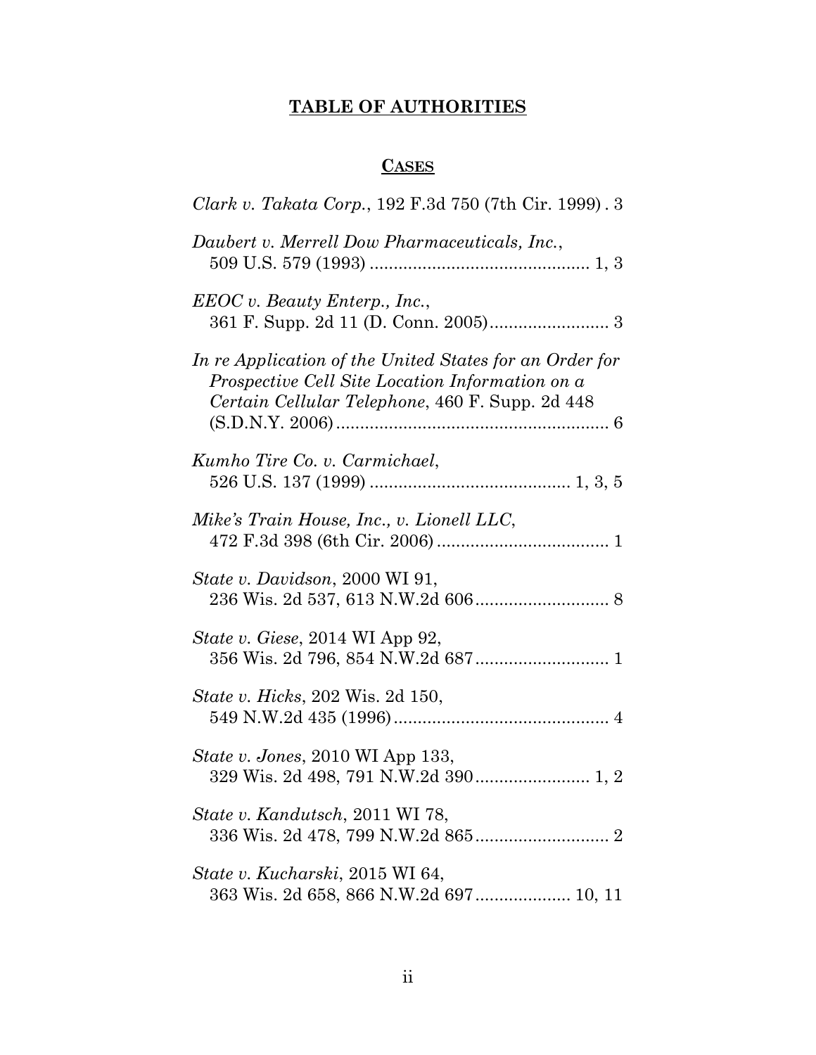# TABLE OF AUTHORITIES

## CASES

*Clark v. Takata Corp.*, 192 F.3d 750 (7th Cir. 1999) . 3

*Daubert v. Merrell Dow Pharmaceuticals, Inc.*, 509 U.S. 579 (1993) .............................................. 1, 3

*EEOC v. Beauty Enterp., Inc.*, 361 F. Supp. 2d 11 (D. Conn. 2005)......................... 3

*In re Application of the United States for an Order for Prospective Cell Site Location Information on a Certain Cellular Telephone*, 460 F. Supp. 2d 448 (S.D.N.Y. 2006) ......................................................... 6

*Kumho Tire Co. v. Carmichael*, 526 U.S. 137 (1999) .......................................... 1, 3, 5

*Mike's Train House, Inc., v. Lionell LLC*, 472 F.3d 398 (6th Cir. 2006) .................................... 1

*State v. Davidson*, 2000 WI 91, 236 Wis. 2d 537, 613 N.W.2d 606............................ 8

*State v. Giese*, 2014 WI App 92, 356 Wis. 2d 796, 854 N.W.2d 687............................ 1

*State v. Hicks*, 202 Wis. 2d 150, 549 N.W.2d 435 (1996)............................................. 4

*State v. Jones*, 2010 WI App 133, 329 Wis. 2d 498, 791 N.W.2d 390........................ 1, 2

*State v. Kandutsch*, 2011 WI 78, 336 Wis. 2d 478, 799 N.W.2d 865............................ 2

*State v. Kucharski*, 2015 WI 64, 363 Wis. 2d 658, 866 N.W.2d 697.................... 10, 11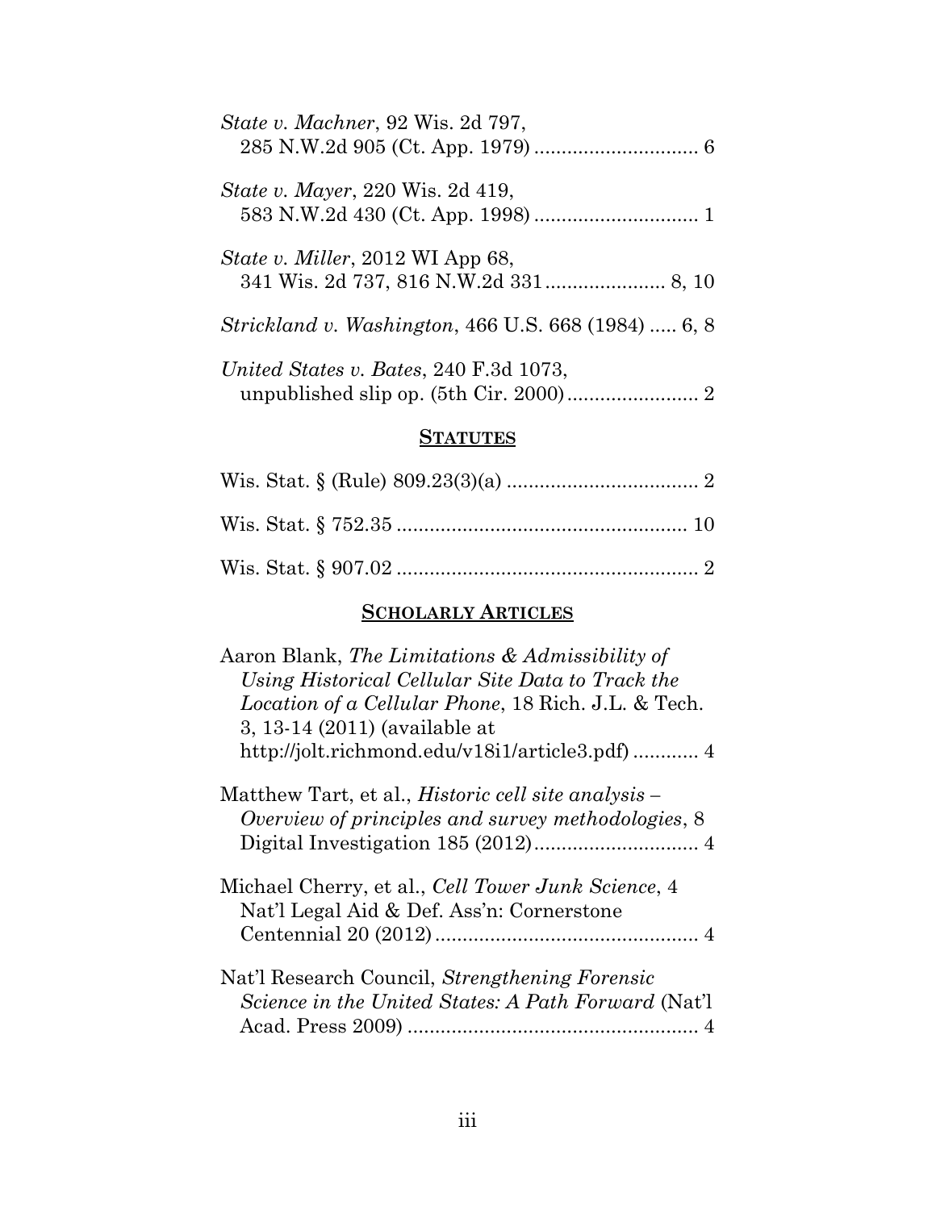*State v. Machner*, 92 Wis. 2d 797, 285 N.W.2d 905 (Ct. App. 1979) .............................. 6

*State v. Mayer*, 220 Wis. 2d 419, 583 N.W.2d 430 (Ct. App. 1998) .............................. 1

*State v. Miller*, 2012 WI App 68, 341 Wis. 2d 737, 816 N.W.2d 331...................... 8, 10

*Strickland v. Washington*, 466 U.S. 668 (1984) ..... 6, 8

*United States v. Bates*, 240 F.3d 1073, unpublished slip op. (5th Cir. 2000)........................ 2

## STATUTES

Wis. Stat. § (Rule) 809.23(3)(a) .................................. 2

Wis. Stat. § 752.35 .................................................... 10

Wis. Stat. § 907.02 ...................................................... 2

## SCHOLARLY ARTICLES

Aaron Blank, *The Limitations & Admissibility of Using Historical Cellular Site Data to Track the Location of a Cellular Phone*, 18 Rich. J.L. & Tech. 3, 13-14 (2011) (available at http://jolt.richmond.edu/v18i1/article3.pdf) ............ 4

Matthew Tart, et al., *Historic cell site analysis – Overview of principles and survey methodologies*, 8 Digital Investigation 185 (2012).............................. 4

Michael Cherry, et al., *Cell Tower Junk Science*, 4 Nat'l Legal Aid & Def. Ass'n: Cornerstone Centennial 20 (2012)................................................ 4

Nat'l Research Council, *Strengthening Forensic Science in the United States: A Path Forward* (Nat'l Acad. Press 2009) .................................................... 4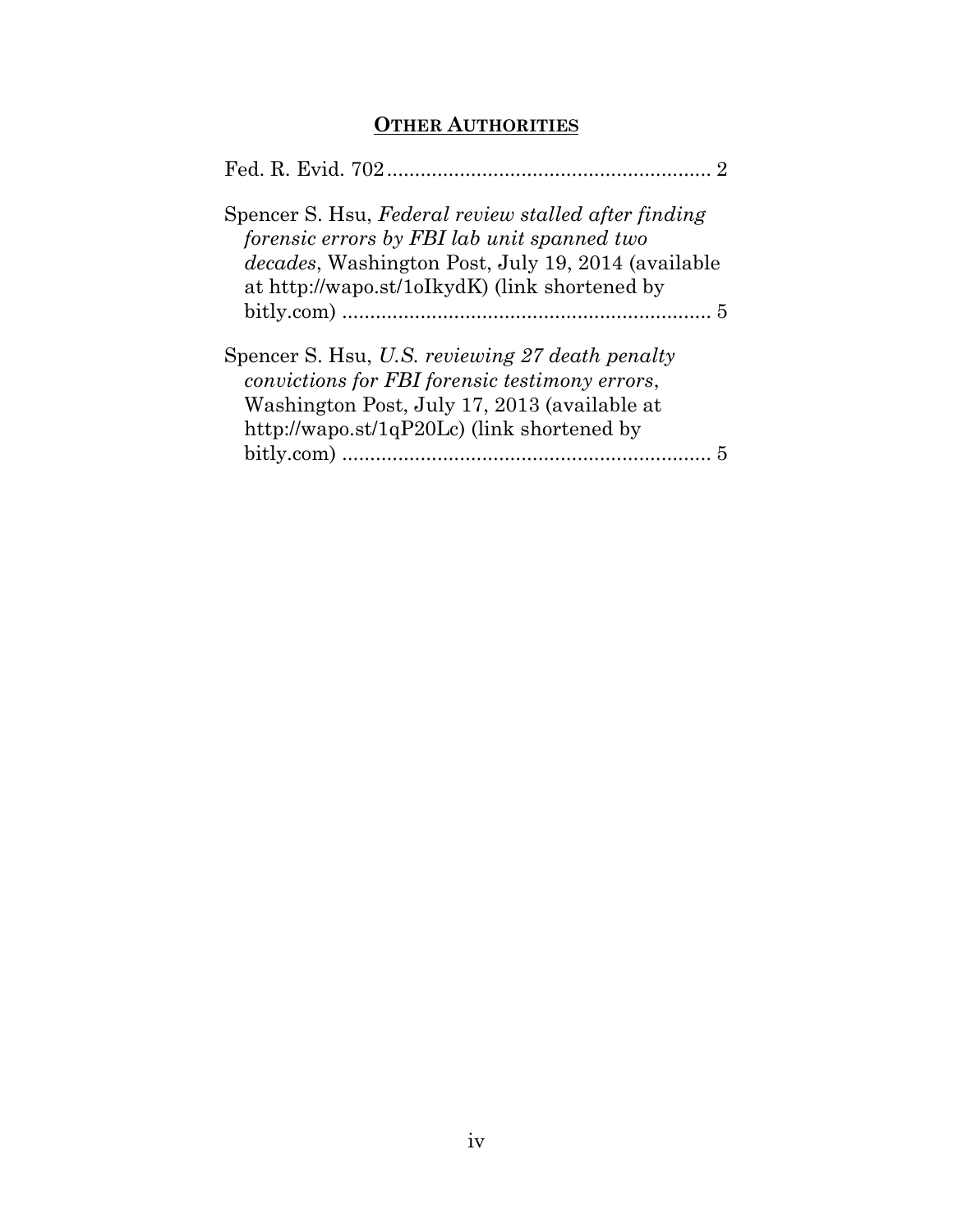## **OTHER AUTHORITIES**

Fed. R. Evid. 702 ........................................................ 2

Spencer S. Hsu, *Federal review stalled after finding forensic errors by FBI lab unit spanned two decades*, Washington Post, July 19, 2014 (available at http://wapo.st/1oIkydK) (link shortened by bitly.com) ................................................................ 5

Spencer S. Hsu, *U.S. reviewing 27 death penalty convictions for FBI forensic testimony errors*, Washington Post, July 17, 2013 (available at http://wapo.st/1qP20Lc) (link shortened by bitly.com) ................................................................ 5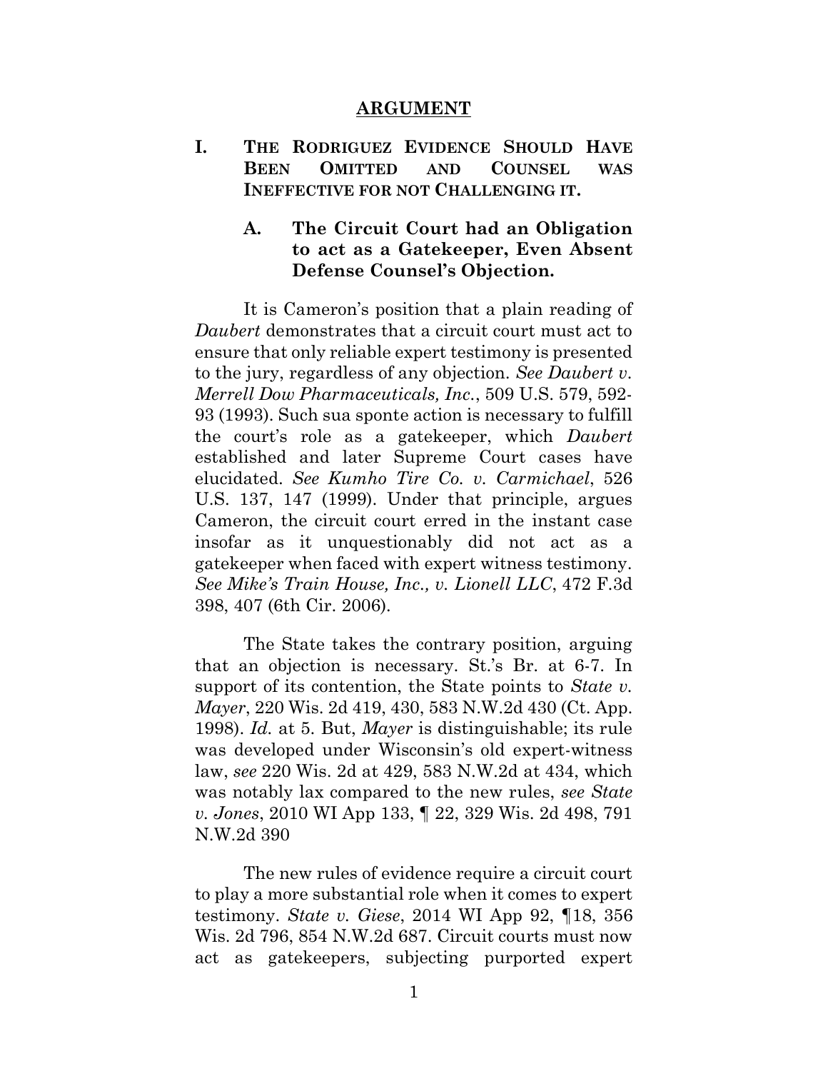# ARGUMENT

## I. THE RODRIGUEZ EVIDENCE SHOULD HAVE BEEN OMITTED AND COUNSEL WAS INEFFECTIVE FOR NOT CHALLENGING IT.

### A. The Circuit Court had an Obligation to act as a Gatekeeper, Even Absent Defense Counsel's Objection.

It is Cameron's position that a plain reading of *Daubert* demonstrates that a circuit court must act to ensure that only reliable expert testimony is presented to the jury, regardless of any objection. *See Daubert v. Merrell Dow Pharmaceuticals, Inc.*, 509 U.S. 579, 592-93 (1993). Such sua sponte action is necessary to fulfill the court's role as a gatekeeper, which *Daubert* established and later Supreme Court cases have elucidated. *See Kumho Tire Co. v. Carmichael*, 526 U.S. 137, 147 (1999). Under that principle, argues Cameron, the circuit court erred in the instant case insofar as it unquestionably did not act as a gatekeeper when faced with expert witness testimony. *See Mike's Train House, Inc., v. Lionell LLC*, 472 F.3d 398, 407 (6th Cir. 2006).

The State takes the contrary position, arguing that an objection is necessary. St.'s Br. at 6-7. In support of its contention, the State points to *State v. Mayer*, 220 Wis. 2d 419, 430, 583 N.W.2d 430 (Ct. App. 1998). *Id.* at 5. But, *Mayer* is distinguishable; its rule was developed under Wisconsin's old expert-witness law, *see* 220 Wis. 2d at 429, 583 N.W.2d at 434, which was notably lax compared to the new rules, *see State v. Jones*, 2010 WI App 133, ¶ 22, 329 Wis. 2d 498, 791 N.W.2d 390

The new rules of evidence require a circuit court to play a more substantial role when it comes to expert testimony. *State v. Giese*, 2014 WI App 92, ¶18, 356 Wis. 2d 796, 854 N.W.2d 687. Circuit courts must now act as gatekeepers, subjecting purported expert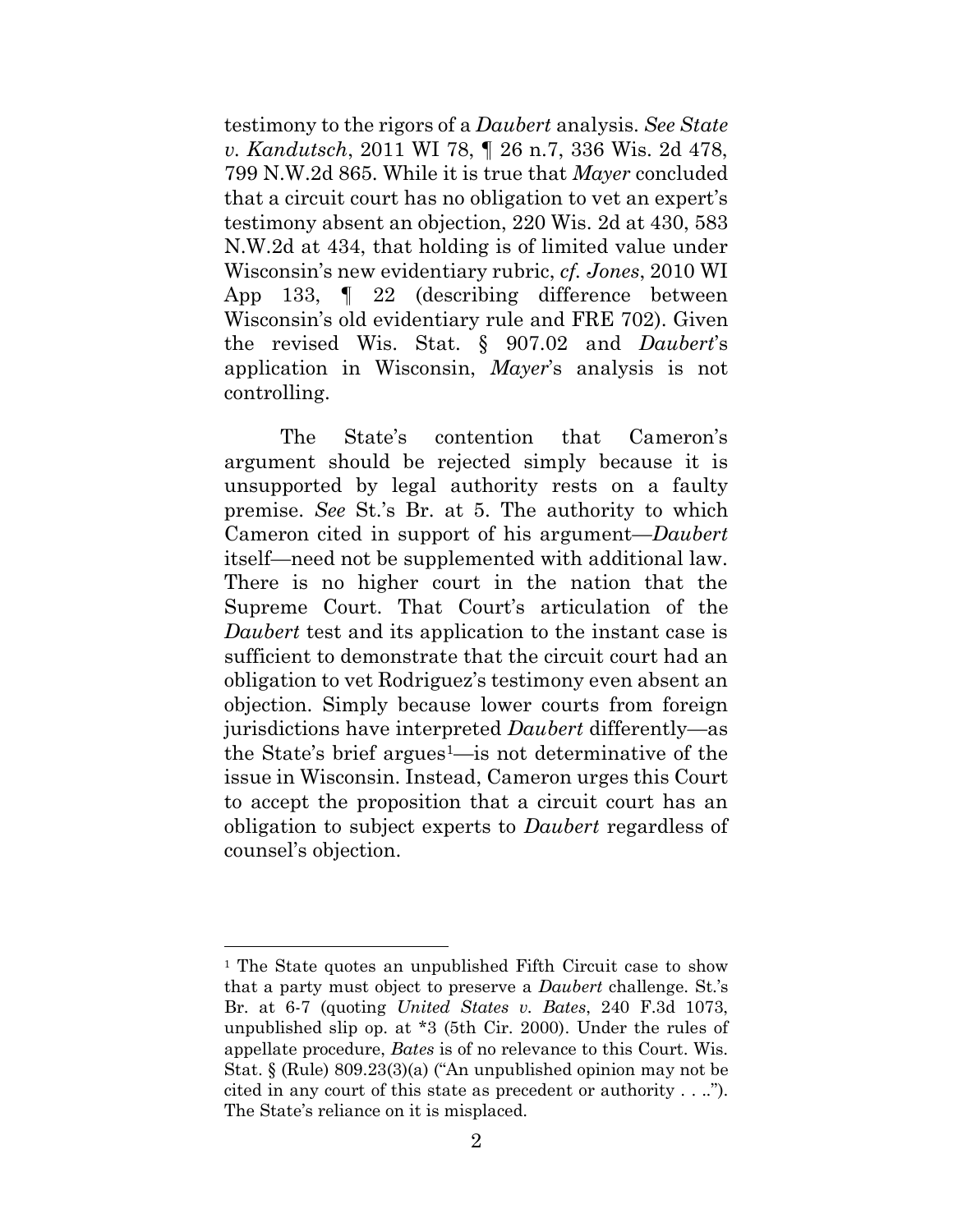testimony to the rigors of a *Daubert* analysis. *See State v. Kandutsch*, 2011 WI 78, ¶ 26 n.7, 336 Wis. 2d 478, 799 N.W.2d 865. While it is true that *Mayer* concluded that a circuit court has no obligation to vet an expert's testimony absent an objection, 220 Wis. 2d at 430, 583 N.W.2d at 434, that holding is of limited value under Wisconsin's new evidentiary rubric, *cf. Jones*, 2010 WI App 133, ¶ 22 (describing difference between Wisconsin's old evidentiary rule and FRE 702). Given the revised Wis. Stat. § 907.02 and *Daubert*'s application in Wisconsin, *Mayer*'s analysis is not controlling.

The State's contention that Cameron's argument should be rejected simply because it is unsupported by legal authority rests on a faulty premise. *See* St.'s Br. at 5. The authority to which Cameron cited in support of his argument—*Daubert* itself—need not be supplemented with additional law. There is no higher court in the nation that the Supreme Court. That Court's articulation of the *Daubert* test and its application to the instant case is sufficient to demonstrate that the circuit court had an obligation to vet Rodriguez's testimony even absent an objection. Simply because lower courts from foreign jurisdictions have interpreted *Daubert* differently—as the State's brief argues[1]—is not determinative of the issue in Wisconsin. Instead, Cameron urges this Court to accept the proposition that a circuit court has an obligation to subject experts to *Daubert* regardless of counsel's objection.

---

[1] The State quotes an unpublished Fifth Circuit case to show that a party must object to preserve a *Daubert* challenge. St.'s Br. at 6-7 (quoting *United States v. Bates*, 240 F.3d 1073, unpublished slip op. at *3 (5th Cir. 2000). Under the rules of appellate procedure, *Bates* is of no relevance to this Court. Wis. Stat. § (Rule) 809.23(3)(a) ("An unpublished opinion may not be cited in any court of this state as precedent or authority . . .."). The State's reliance on it is misplaced.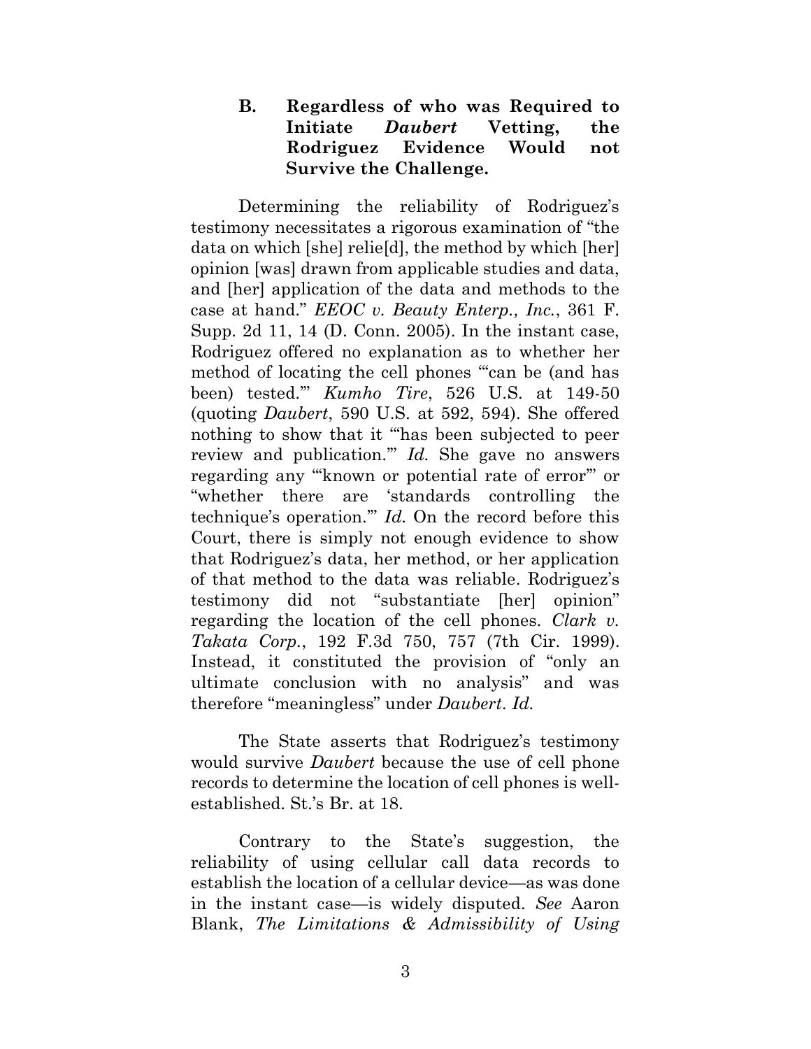### B. Regardless of who was Required to Initiate *Daubert* Vetting, the Rodriguez Evidence Would not Survive the Challenge.

Determining the reliability of Rodriguez's testimony necessitates a rigorous examination of "the data on which [she] relie[d], the method by which [her] opinion [was] drawn from applicable studies and data, and [her] application of the data and methods to the case at hand." *EEOC v. Beauty Enterp., Inc.*, 361 F. Supp. 2d 11, 14 (D. Conn. 2005). In the instant case, Rodriguez offered no explanation as to whether her method of locating the cell phones "'can be (and has been) tested.'" *Kumho Tire*, 526 U.S. at 149-50 (quoting *Daubert*, 590 U.S. at 592, 594). She offered nothing to show that it "'has been subjected to peer review and publication.'" *Id.* She gave no answers regarding any "'known or potential rate of error'" or "whether there are 'standards controlling the technique's operation.'" *Id.* On the record before this Court, there is simply not enough evidence to show that Rodriguez's data, her method, or her application of that method to the data was reliable. Rodriguez's testimony did not "substantiate [her] opinion" regarding the location of the cell phones. *Clark v. Takata Corp.*, 192 F.3d 750, 757 (7th Cir. 1999). Instead, it constituted the provision of "only an ultimate conclusion with no analysis" and was therefore "meaningless" under *Daubert*. *Id.*

The State asserts that Rodriguez's testimony would survive *Daubert* because the use of cell phone records to determine the location of cell phones is well-established. St.'s Br. at 18.

Contrary to the State's suggestion, the reliability of using cellular call data records to establish the location of a cellular device—as was done in the instant case—is widely disputed. *See* Aaron Blank, *The Limitations & Admissibility of Using*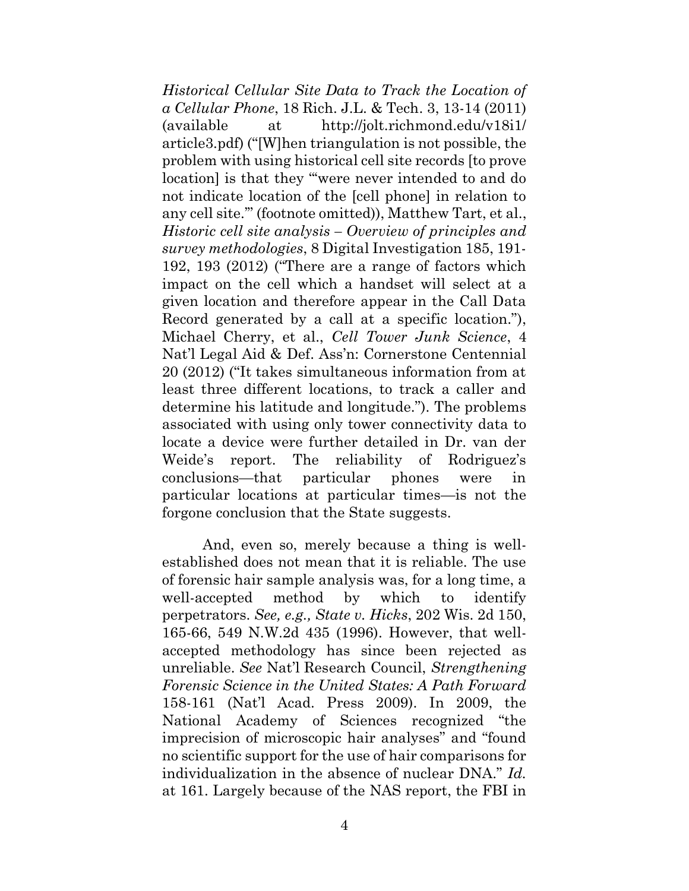*Historical Cellular Site Data to Track the Location of a Cellular Phone*, 18 Rich. J.L. & Tech. 3, 13-14 (2011) (available at http://jolt.richmond.edu/v18i1/article3.pdf) ("[W]hen triangulation is not possible, the problem with using historical cell site records [to prove location] is that they '"were never intended to and do not indicate location of the [cell phone] in relation to any cell site."' (footnote omitted)), Matthew Tart, et al., *Historic cell site analysis – Overview of principles and survey methodologies*, 8 Digital Investigation 185, 191-192, 193 (2012) ("There are a range of factors which impact on the cell which a handset will select at a given location and therefore appear in the Call Data Record generated by a call at a specific location."), Michael Cherry, et al., *Cell Tower Junk Science*, 4 Nat'l Legal Aid & Def. Ass'n: Cornerstone Centennial 20 (2012) ("It takes simultaneous information from at least three different locations, to track a caller and determine his latitude and longitude."). The problems associated with using only tower connectivity data to locate a device were further detailed in Dr. van der Weide's report. The reliability of Rodriguez's conclusions—that particular phones were in particular locations at particular times—is not the forgone conclusion that the State suggests.

And, even so, merely because a thing is well-established does not mean that it is reliable. The use of forensic hair sample analysis was, for a long time, a well-accepted method by which to identify perpetrators. *See, e.g., State v. Hicks*, 202 Wis. 2d 150, 165-66, 549 N.W.2d 435 (1996). However, that well-accepted methodology has since been rejected as unreliable. *See* Nat'l Research Council, *Strengthening Forensic Science in the United States: A Path Forward* 158-161 (Nat'l Acad. Press 2009). In 2009, the National Academy of Sciences recognized "the imprecision of microscopic hair analyses" and "found no scientific support for the use of hair comparisons for individualization in the absence of nuclear DNA." *Id.* at 161. Largely because of the NAS report, the FBI in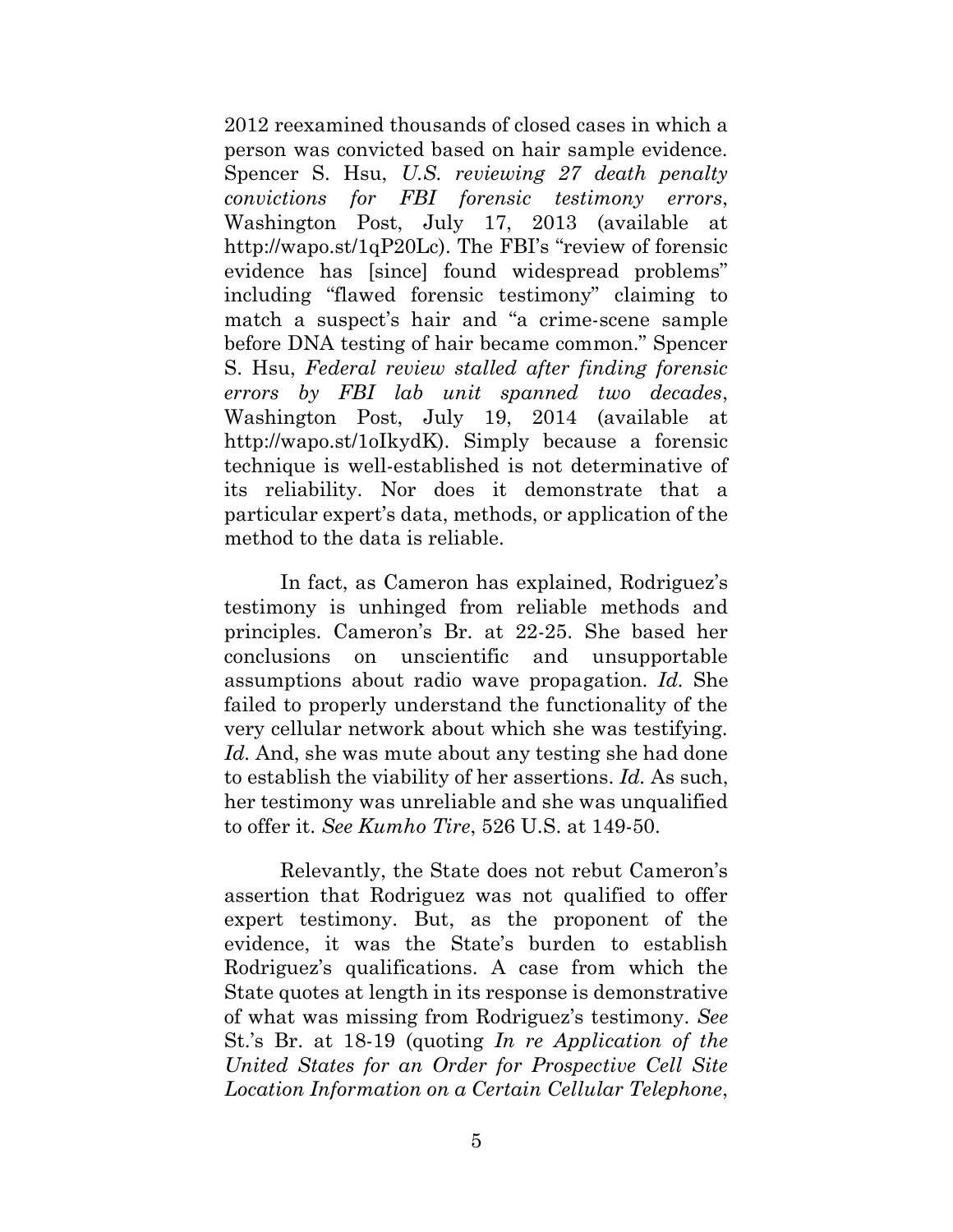2012 reexamined thousands of closed cases in which a person was convicted based on hair sample evidence. Spencer S. Hsu, *U.S. reviewing 27 death penalty convictions for FBI forensic testimony errors*, Washington Post, July 17, 2013 (available at http://wapo.st/1qP20Lc). The FBI's "review of forensic evidence has [since] found widespread problems" including "flawed forensic testimony" claiming to match a suspect's hair and "a crime-scene sample before DNA testing of hair became common." Spencer S. Hsu, *Federal review stalled after finding forensic errors by FBI lab unit spanned two decades*, Washington Post, July 19, 2014 (available at http://wapo.st/1oIkydK). Simply because a forensic technique is well-established is not determinative of its reliability. Nor does it demonstrate that a particular expert's data, methods, or application of the method to the data is reliable.

In fact, as Cameron has explained, Rodriguez's testimony is unhinged from reliable methods and principles. Cameron's Br. at 22-25. She based her conclusions on unscientific and unsupportable assumptions about radio wave propagation. *Id.* She failed to properly understand the functionality of the very cellular network about which she was testifying. *Id.* And, she was mute about any testing she had done to establish the viability of her assertions. *Id.* As such, her testimony was unreliable and she was unqualified to offer it. *See Kumho Tire*, 526 U.S. at 149-50.

Relevantly, the State does not rebut Cameron's assertion that Rodriguez was not qualified to offer expert testimony. But, as the proponent of the evidence, it was the State's burden to establish Rodriguez's qualifications. A case from which the State quotes at length in its response is demonstrative of what was missing from Rodriguez's testimony. *See* St.'s Br. at 18-19 (quoting *In re Application of the United States for an Order for Prospective Cell Site Location Information on a Certain Cellular Telephone*,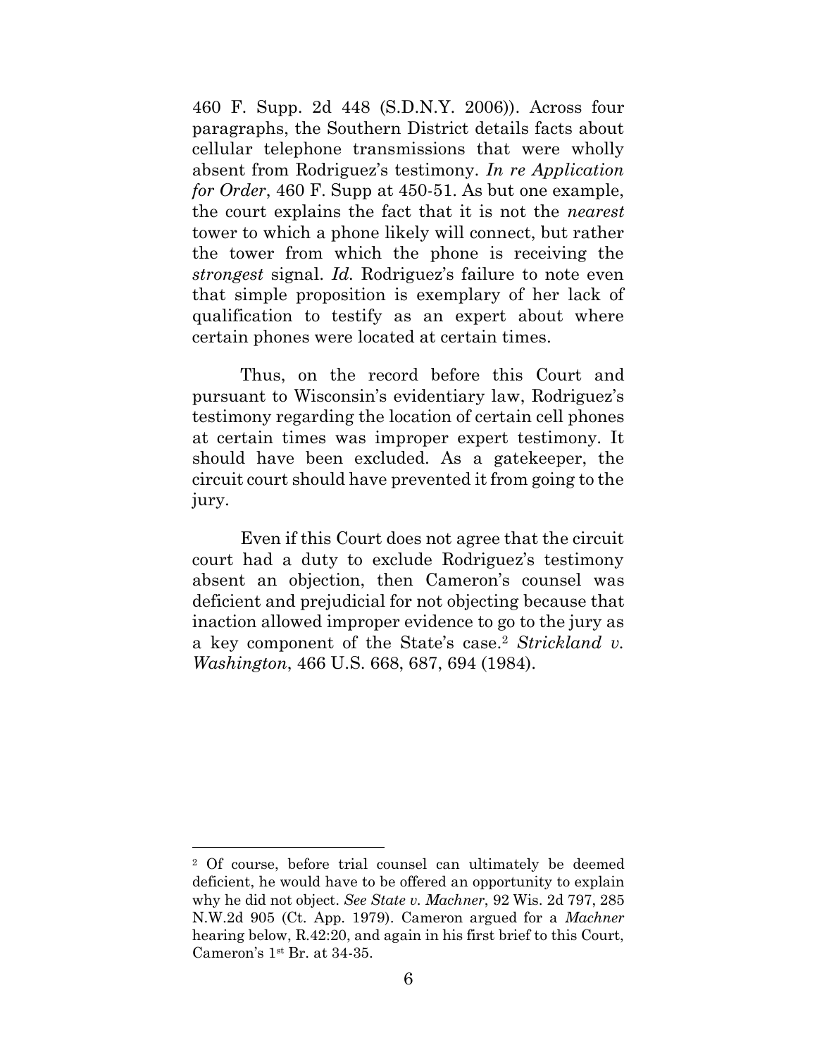460 F. Supp. 2d 448 (S.D.N.Y. 2006)). Across four paragraphs, the Southern District details facts about cellular telephone transmissions that were wholly absent from Rodriguez's testimony. *In re Application for Order*, 460 F. Supp at 450-51. As but one example, the court explains the fact that it is not the *nearest* tower to which a phone likely will connect, but rather the tower from which the phone is receiving the *strongest* signal. *Id.* Rodriguez's failure to note even that simple proposition is exemplary of her lack of qualification to testify as an expert about where certain phones were located at certain times.

Thus, on the record before this Court and pursuant to Wisconsin's evidentiary law, Rodriguez's testimony regarding the location of certain cell phones at certain times was improper expert testimony. It should have been excluded. As a gatekeeper, the circuit court should have prevented it from going to the jury.

Even if this Court does not agree that the circuit court had a duty to exclude Rodriguez's testimony absent an objection, then Cameron's counsel was deficient and prejudicial for not objecting because that inaction allowed improper evidence to go to the jury as a key component of the State's case.[2] *Strickland v. Washington*, 466 U.S. 668, 687, 694 (1984).

---

[2] Of course, before trial counsel can ultimately be deemed deficient, he would have to be offered an opportunity to explain why he did not object. *See State v. Machner*, 92 Wis. 2d 797, 285 N.W.2d 905 (Ct. App. 1979). Cameron argued for a *Machner* hearing below, R.42:20, and again in his first brief to this Court, Cameron's 1st Br. at 34-35.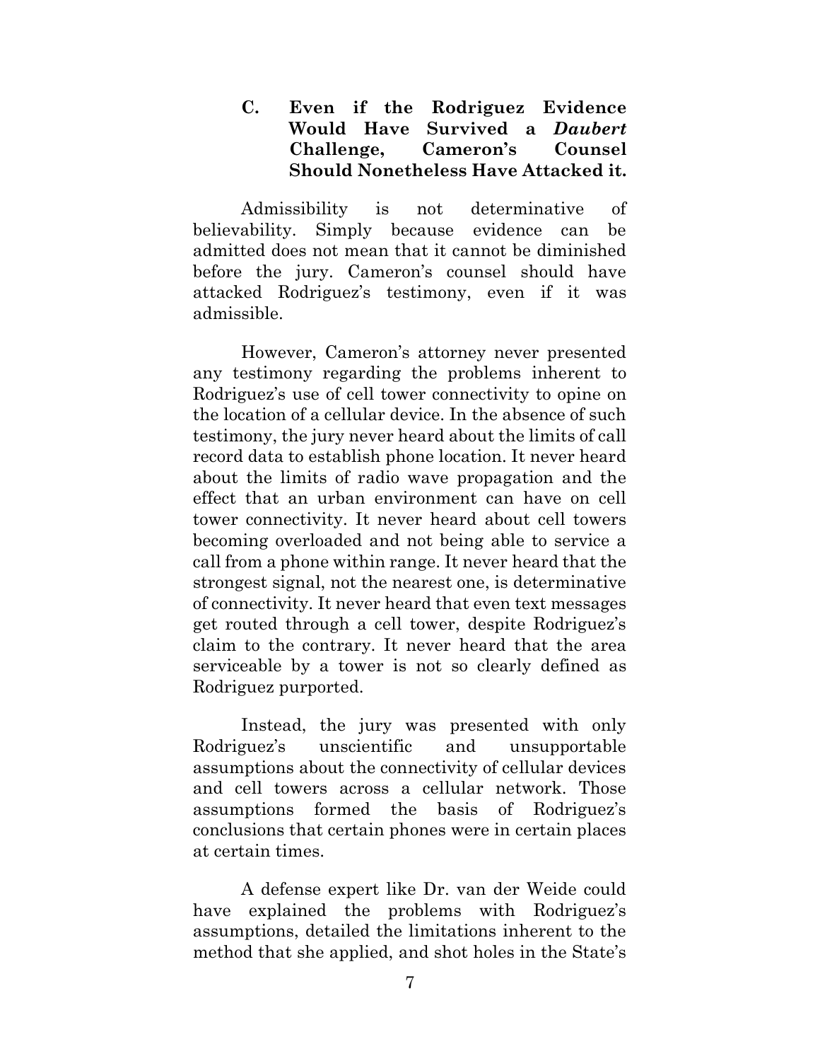### C. Even if the Rodriguez Evidence Would Have Survived a *Daubert* Challenge, Cameron's Counsel Should Nonetheless Have Attacked it.

Admissibility is not determinative of believability. Simply because evidence can be admitted does not mean that it cannot be diminished before the jury. Cameron's counsel should have attacked Rodriguez's testimony, even if it was admissible.

However, Cameron's attorney never presented any testimony regarding the problems inherent to Rodriguez's use of cell tower connectivity to opine on the location of a cellular device. In the absence of such testimony, the jury never heard about the limits of call record data to establish phone location. It never heard about the limits of radio wave propagation and the effect that an urban environment can have on cell tower connectivity. It never heard about cell towers becoming overloaded and not being able to service a call from a phone within range. It never heard that the strongest signal, not the nearest one, is determinative of connectivity. It never heard that even text messages get routed through a cell tower, despite Rodriguez's claim to the contrary. It never heard that the area serviceable by a tower is not so clearly defined as Rodriguez purported.

Instead, the jury was presented with only Rodriguez's unscientific and unsupportable assumptions about the connectivity of cellular devices and cell towers across a cellular network. Those assumptions formed the basis of Rodriguez's conclusions that certain phones were in certain places at certain times.

A defense expert like Dr. van der Weide could have explained the problems with Rodriguez's assumptions, detailed the limitations inherent to the method that she applied, and shot holes in the State's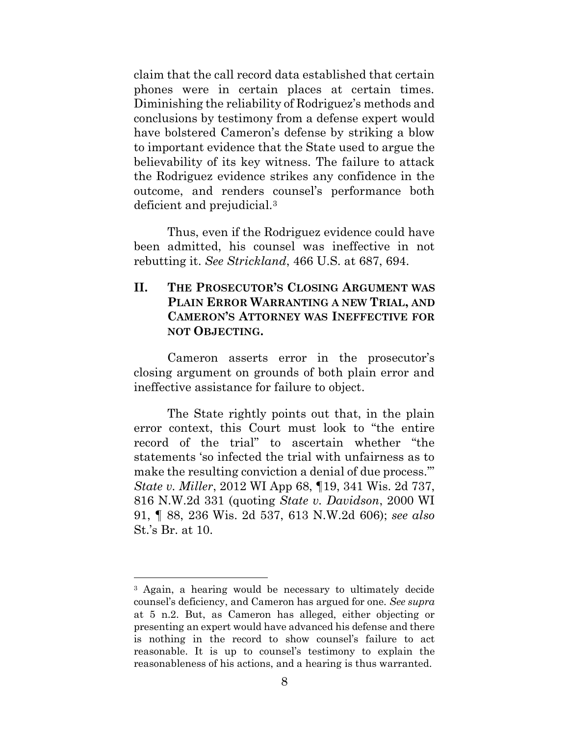claim that the call record data established that certain phones were in certain places at certain times. Diminishing the reliability of Rodriguez's methods and conclusions by testimony from a defense expert would have bolstered Cameron's defense by striking a blow to important evidence that the State used to argue the believability of its key witness. The failure to attack the Rodriguez evidence strikes any confidence in the outcome, and renders counsel's performance both deficient and prejudicial.[3]

Thus, even if the Rodriguez evidence could have been admitted, his counsel was ineffective in not rebutting it. *See Strickland*, 466 U.S. at 687, 694.

## II. The Prosecutor's Closing Argument was Plain Error Warranting a new Trial, and Cameron's Attorney was Ineffective for not Objecting.

Cameron asserts error in the prosecutor's closing argument on grounds of both plain error and ineffective assistance for failure to object.

The State rightly points out that, in the plain error context, this Court must look to "the entire record of the trial" to ascertain whether "the statements 'so infected the trial with unfairness as to make the resulting conviction a denial of due process.'" *State v. Miller*, 2012 WI App 68, ¶19, 341 Wis. 2d 737, 816 N.W.2d 331 (quoting *State v. Davidson*, 2000 WI 91, ¶ 88, 236 Wis. 2d 537, 613 N.W.2d 606); *see also* St.'s Br. at 10.

---

[3] Again, a hearing would be necessary to ultimately decide counsel's deficiency, and Cameron has argued for one. *See supra* at 5 n.2. But, as Cameron has alleged, either objecting or presenting an expert would have advanced his defense and there is nothing in the record to show counsel's failure to act reasonable. It is up to counsel's testimony to explain the reasonableness of his actions, and a hearing is thus warranted.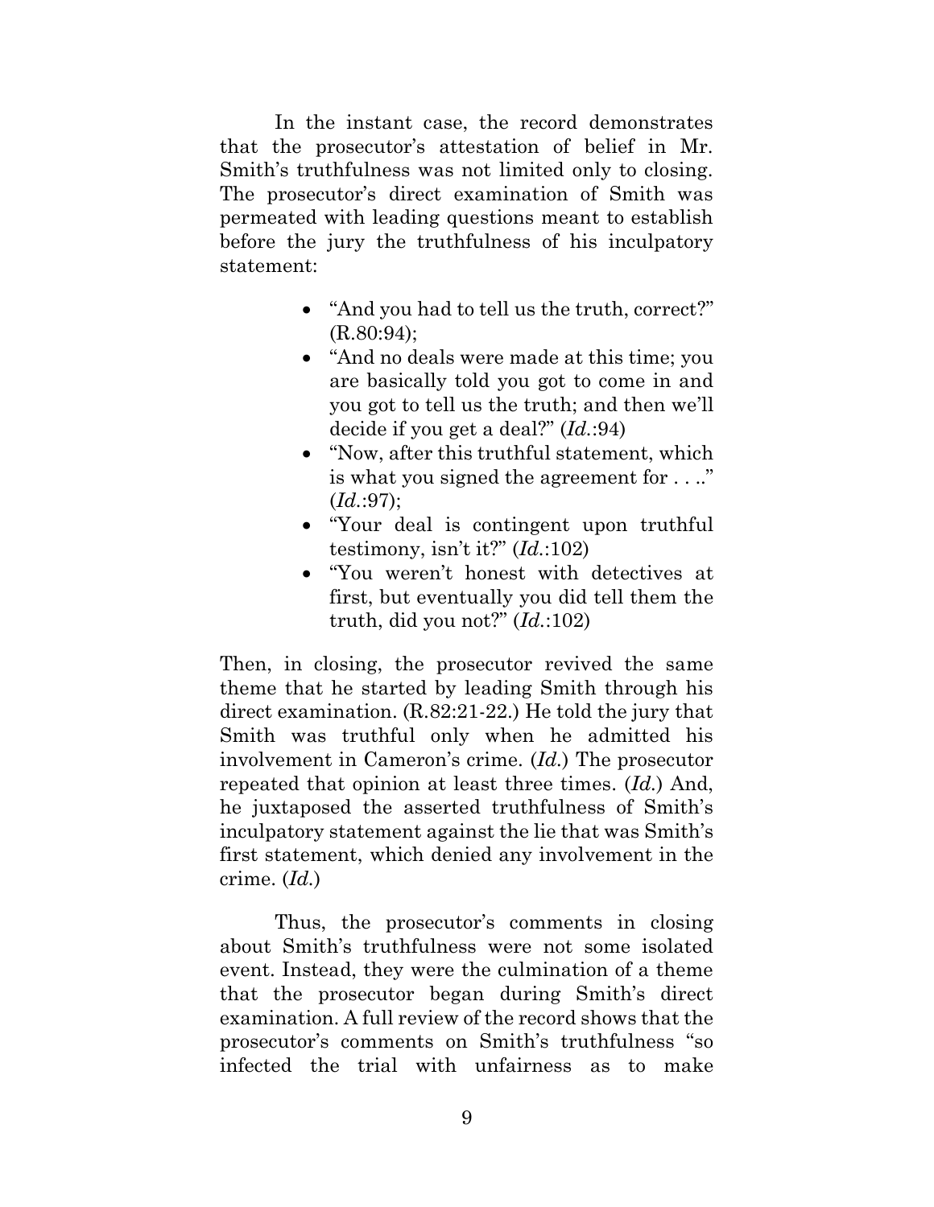In the instant case, the record demonstrates that the prosecutor's attestation of belief in Mr. Smith's truthfulness was not limited only to closing. The prosecutor's direct examination of Smith was permeated with leading questions meant to establish before the jury the truthfulness of his inculpatory statement:

- "And you had to tell us the truth, correct?" (R.80:94);
- "And no deals were made at this time; you are basically told you got to come in and you got to tell us the truth; and then we'll decide if you get a deal?" (*Id.*:94)
- "Now, after this truthful statement, which is what you signed the agreement for . . .." (*Id.*:97);
- "Your deal is contingent upon truthful testimony, isn't it?" (*Id.*:102)
- "You weren't honest with detectives at first, but eventually you did tell them the truth, did you not?" (*Id.*:102)

Then, in closing, the prosecutor revived the same theme that he started by leading Smith through his direct examination. (R.82:21-22.) He told the jury that Smith was truthful only when he admitted his involvement in Cameron's crime. (*Id.*) The prosecutor repeated that opinion at least three times. (*Id.*) And, he juxtaposed the asserted truthfulness of Smith's inculpatory statement against the lie that was Smith's first statement, which denied any involvement in the crime. (*Id.*)

Thus, the prosecutor's comments in closing about Smith's truthfulness were not some isolated event. Instead, they were the culmination of a theme that the prosecutor began during Smith's direct examination. A full review of the record shows that the prosecutor's comments on Smith's truthfulness "so infected the trial with unfairness as to make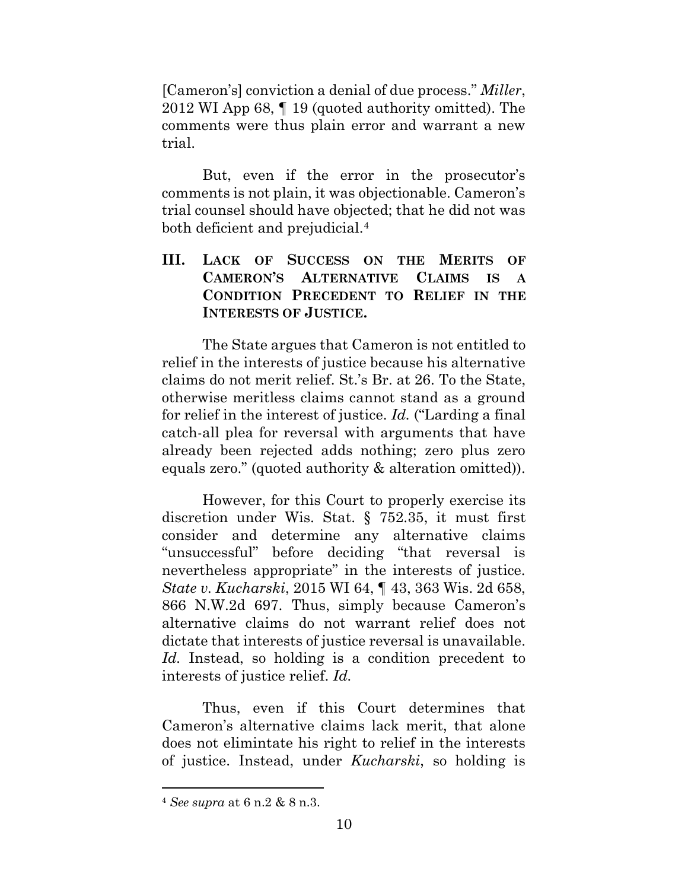[Cameron's] conviction a denial of due process." *Miller*, 2012 WI App 68, ¶ 19 (quoted authority omitted). The comments were thus plain error and warrant a new trial.

But, even if the error in the prosecutor's comments is not plain, it was objectionable. Cameron's trial counsel should have objected; that he did not was both deficient and prejudicial.[4]

## III. LACK OF SUCCESS ON THE MERITS OF CAMERON'S ALTERNATIVE CLAIMS IS A CONDITION PRECEDENT TO RELIEF IN THE INTERESTS OF JUSTICE.

The State argues that Cameron is not entitled to relief in the interests of justice because his alternative claims do not merit relief. St.'s Br. at 26. To the State, otherwise meritless claims cannot stand as a ground for relief in the interest of justice. *Id.* ("Larding a final catch-all plea for reversal with arguments that have already been rejected adds nothing; zero plus zero equals zero." (quoted authority & alteration omitted)).

However, for this Court to properly exercise its discretion under Wis. Stat. § 752.35, it must first consider and determine any alternative claims "unsuccessful" before deciding "that reversal is nevertheless appropriate" in the interests of justice. *State v. Kucharski*, 2015 WI 64, ¶ 43, 363 Wis. 2d 658, 866 N.W.2d 697. Thus, simply because Cameron's alternative claims do not warrant relief does not dictate that interests of justice reversal is unavailable. *Id.* Instead, so holding is a condition precedent to interests of justice relief. *Id.*

Thus, even if this Court determines that Cameron's alternative claims lack merit, that alone does not elimintate his right to relief in the interests of justice. Instead, under *Kucharski*, so holding is

---

[4] *See supra* at 6 n.2 & 8 n.3.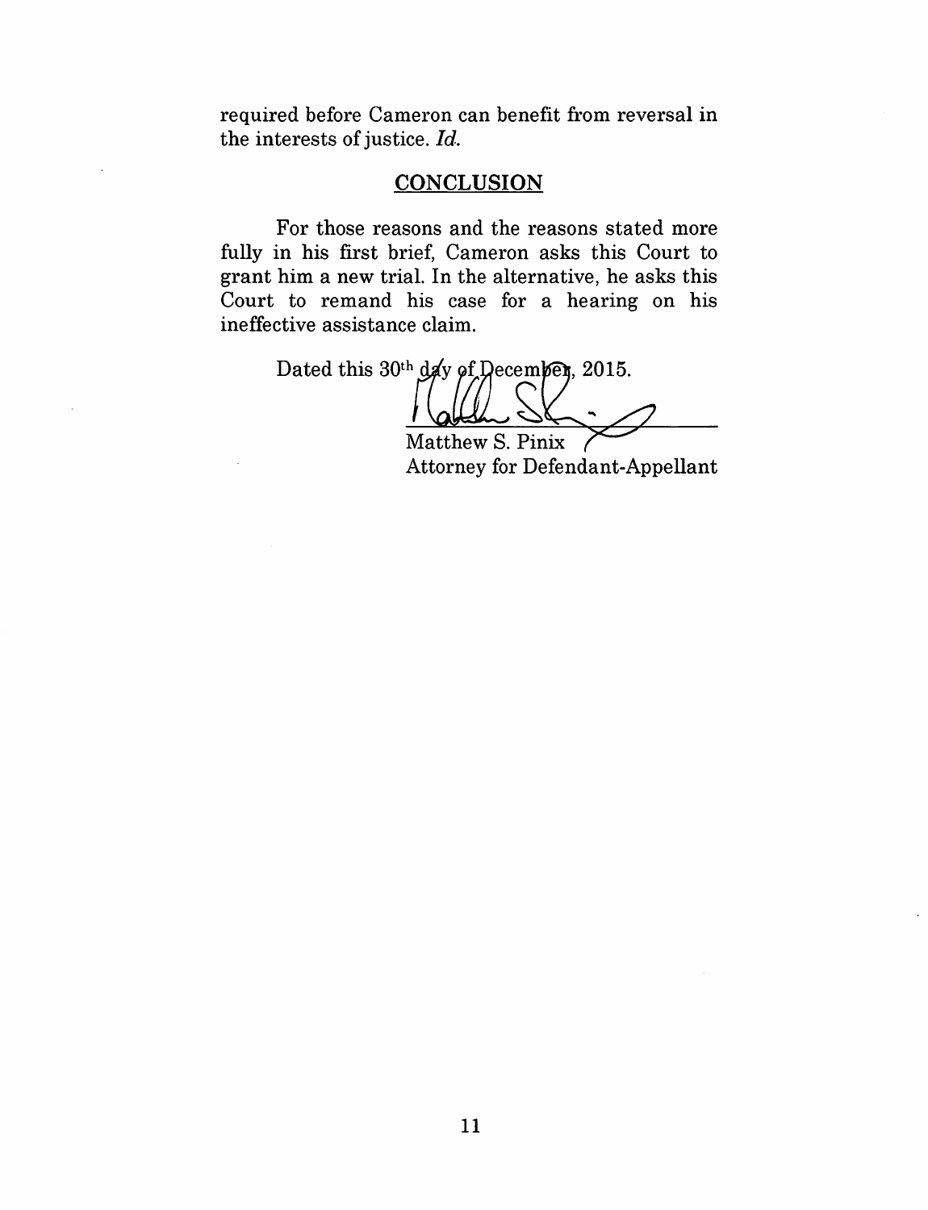required before Cameron can benefit from reversal in the interests of justice. *Id.*

## CONCLUSION

For those reasons and the reasons stated more fully in his first brief, Cameron asks this Court to grant him a new trial. In the alternative, he asks this Court to remand his case for a hearing on his ineffective assistance claim.

Dated this 30th day of December, 2015.

Matthew S. Pinix
Attorney for Defendant-Appellant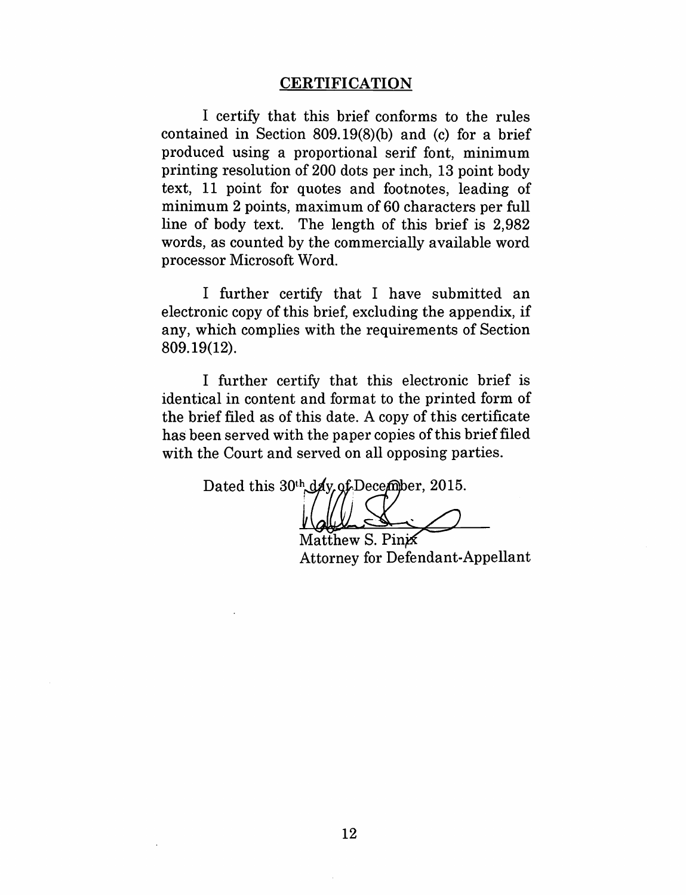## CERTIFICATION

I certify that this brief conforms to the rules contained in Section 809.19(8)(b) and (c) for a brief produced using a proportional serif font, minimum printing resolution of 200 dots per inch, 13 point body text, 11 point for quotes and footnotes, leading of minimum 2 points, maximum of 60 characters per full line of body text. The length of this brief is 2,982 words, as counted by the commercially available word processor Microsoft Word.

I further certify that I have submitted an electronic copy of this brief, excluding the appendix, if any, which complies with the requirements of Section 809.19(12).

I further certify that this electronic brief is identical in content and format to the printed form of the brief filed as of this date. A copy of this certificate has been served with the paper copies of this brief filed with the Court and served on all opposing parties.

Dated this 30th day of December, 2015.

Matthew S. Pinix
Attorney for Defendant-Appellant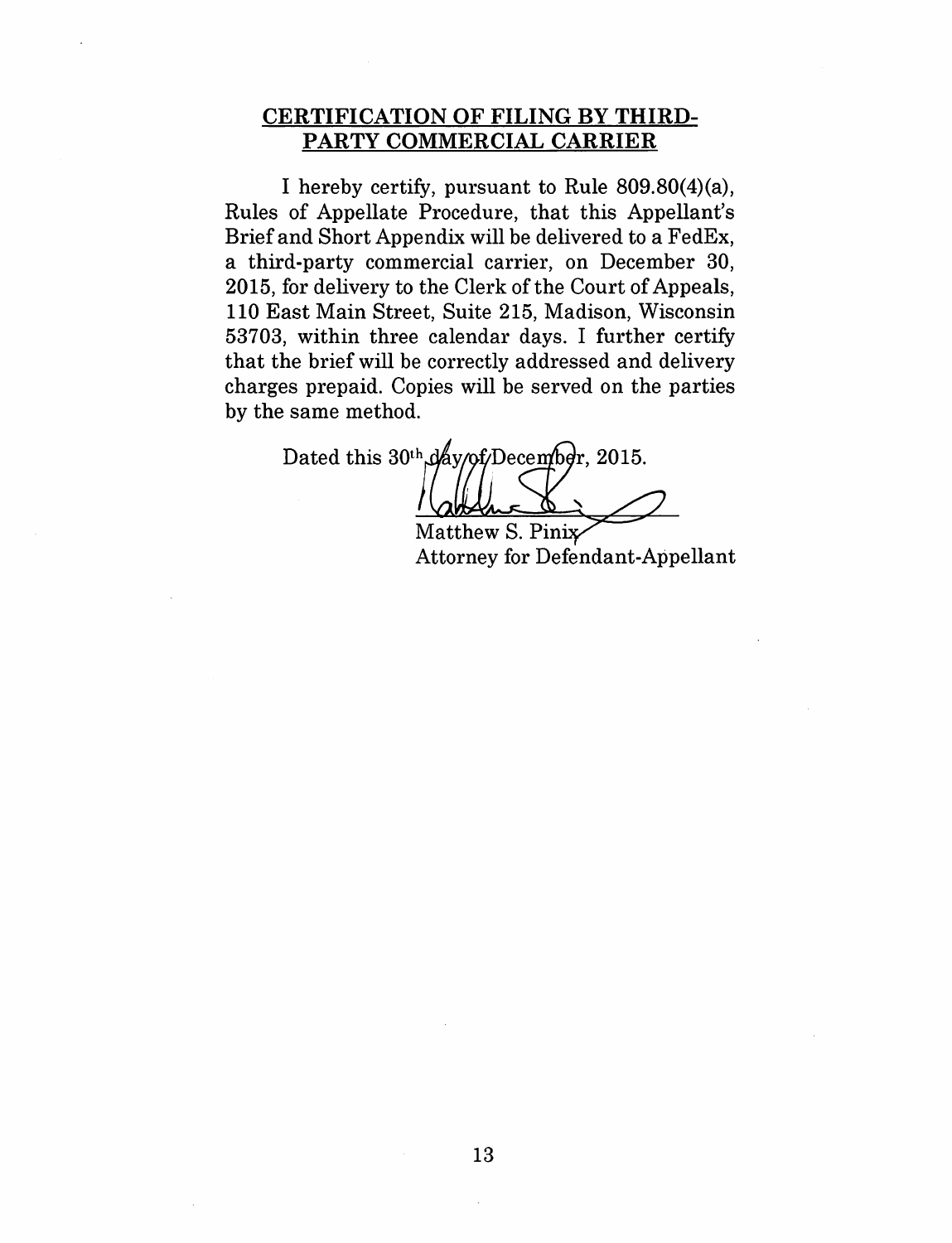## CERTIFICATION OF FILING BY THIRD-PARTY COMMERCIAL CARRIER

I hereby certify, pursuant to Rule 809.80(4)(a), Rules of Appellate Procedure, that this Appellant's Brief and Short Appendix will be delivered to a FedEx, a third-party commercial carrier, on December 30, 2015, for delivery to the Clerk of the Court of Appeals, 110 East Main Street, Suite 215, Madison, Wisconsin 53703, within three calendar days. I further certify that the brief will be correctly addressed and delivery charges prepaid. Copies will be served on the parties by the same method.

Dated this 30th day of December, 2015.

Matthew S. Pinix
Attorney for Defendant-Appellant